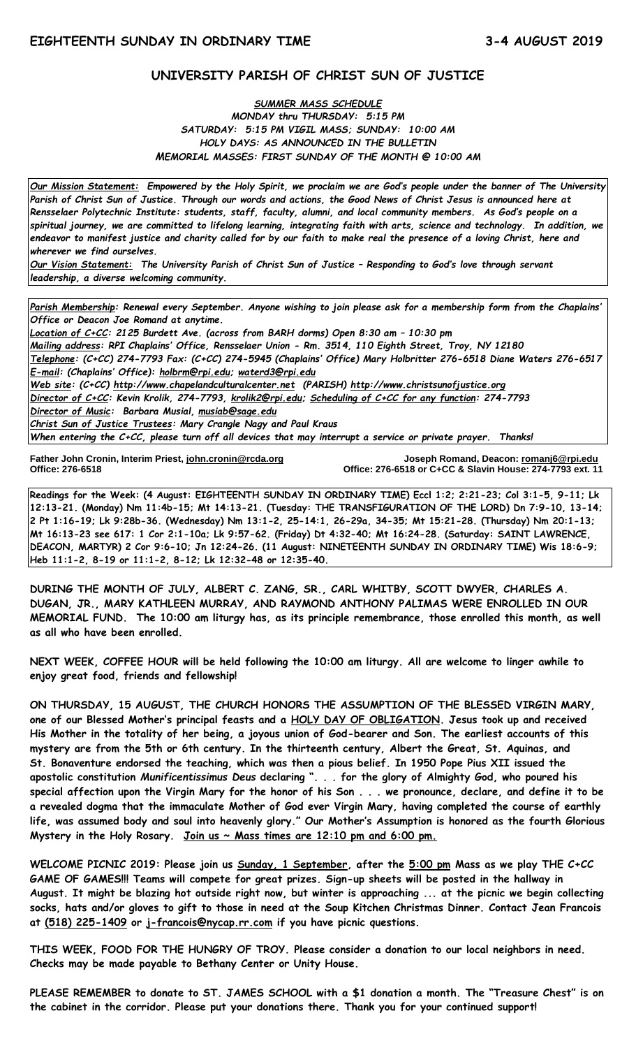**EIGHTEENTH SUNDAY IN ORDINARY TIME** **3-4 AUGUST 2019**

## UNIVERSITY PARISH OF CHRIST SUN OF JUSTICE

***SUMMER MASS SCHEDULE***

*MONDAY thru THURSDAY: 5:15 PM*

*SATURDAY: 5:15 PM VIGIL MASS; SUNDAY: 10:00 AM*

*HOLY DAYS: AS ANNOUNCED IN THE BULLETIN*

*MEMORIAL MASSES: FIRST SUNDAY OF THE MONTH @ 10:00 AM*

***Our Mission Statement:*** *Empowered by the Holy Spirit, we proclaim we are God's people under the banner of The University Parish of Christ Sun of Justice. Through our words and actions, the Good News of Christ Jesus is announced here at Rensselaer Polytechnic Institute: students, staff, faculty, alumni, and local community members. As God's people on a spiritual journey, we are committed to lifelong learning, integrating faith with arts, science and technology. In addition, we endeavor to manifest justice and charity called for by our faith to make real the presence of a loving Christ, here and wherever we find ourselves.*

***Our Vision Statement:*** *The University Parish of Christ Sun of Justice – Responding to God's love through servant leadership, a diverse welcoming community.*

*Parish Membership: Renewal every September. Anyone wishing to join please ask for a membership form from the Chaplains' Office or Deacon Joe Romand at anytime.*

*Location of C+CC: 2125 Burdett Ave. (across from BARH dorms) Open 8:30 am – 10:30 pm*

*Mailing address: RPI Chaplains' Office, Rensselaer Union - Rm. 3514, 110 Eighth Street, Troy, NY 12180*

*Telephone: (C+CC) 274-7793 Fax: (C+CC) 274-5945 (Chaplains' Office) Mary Holbritter 276-6518 Diane Waters 276-6517*

*E-mail: (Chaplains' Office): holbrm@rpi.edu; waterd3@rpi.edu*

*Web site: (C+CC) http://www.chapelandculturalcenter.net (PARISH) http://www.christsunofjustice.org*

*Director of C+CC: Kevin Krolik, 274-7793, krolik2@rpi.edu; Scheduling of C+CC for any function: 274-7793*

*Director of Music: Barbara Musial, musiab@sage.edu*

*Christ Sun of Justice Trustees: Mary Crangle Nagy and Paul Kraus*

*When entering the C+CC, please turn off all devices that may interrupt a service or private prayer. Thanks!*

**Father John Cronin, Interim Priest, john.cronin@rcda.org**
**Office: 276-6518**

**Joseph Romand, Deacon: romanj6@rpi.edu**
**Office: 276-6518 or C+CC & Slavin House: 274-7793 ext. 11**

**Readings for the Week: (4 August: EIGHTEENTH SUNDAY IN ORDINARY TIME) Eccl 1:2; 2:21-23; Col 3:1-5, 9-11; Lk 12:13-21. (Monday) Nm 11:4b-15; Mt 14:13-21. (Tuesday: THE TRANSFIGURATION OF THE LORD) Dn 7:9-10, 13-14; 2 Pt 1:16-19; Lk 9:28b-36. (Wednesday) Nm 13:1-2, 25-14:1, 26-29a, 34-35; Mt 15:21-28. (Thursday) Nm 20:1-13; Mt 16:13-23 see 617: 1 Cor 2:1-10a; Lk 9:57-62. (Friday) Dt 4:32-40; Mt 16:24-28. (Saturday: SAINT LAWRENCE, DEACON, MARTYR) 2 Cor 9:6-10; Jn 12:24-26. (11 August: NINETEENTH SUNDAY IN ORDINARY TIME) Wis 18:6-9; Heb 11:1-2, 8-19 or 11:1-2, 8-12; Lk 12:32-48 or 12:35-40.**

**DURING THE MONTH OF JULY, ALBERT C. ZANG, SR., CARL WHITBY, SCOTT DWYER, CHARLES A. DUGAN, JR., MARY KATHLEEN MURRAY, AND RAYMOND ANTHONY PALIMAS WERE ENROLLED IN OUR MEMORIAL FUND. The 10:00 am liturgy has, as its principle remembrance, those enrolled this month, as well as all who have been enrolled.**

**NEXT WEEK, COFFEE HOUR will be held following the 10:00 am liturgy. All are welcome to linger awhile to enjoy great food, friends and fellowship!**

**ON THURSDAY, 15 AUGUST, THE CHURCH HONORS THE ASSUMPTION OF THE BLESSED VIRGIN MARY, one of our Blessed Mother's principal feasts and a HOLY DAY OF OBLIGATION. Jesus took up and received His Mother in the totality of her being, a joyous union of God-bearer and Son. The earliest accounts of this mystery are from the 5th or 6th century. In the thirteenth century, Albert the Great, St. Aquinas, and St. Bonaventure endorsed the teaching, which was then a pious belief. In 1950 Pope Pius XII issued the apostolic constitution *Munificentissimus Deus* declaring ". . . for the glory of Almighty God, who poured his special affection upon the Virgin Mary for the honor of his Son . . . we pronounce, declare, and define it to be a revealed dogma that the immaculate Mother of God ever Virgin Mary, having completed the course of earthly life, was assumed body and soul into heavenly glory." Our Mother's Assumption is honored as the fourth Glorious Mystery in the Holy Rosary. Join us ~ Mass times are 12:10 pm and 6:00 pm.**

**WELCOME PICNIC 2019: Please join us Sunday, 1 September, after the 5:00 pm Mass as we play THE C+CC GAME OF GAMES!!! Teams will compete for great prizes. Sign-up sheets will be posted in the hallway in August. It might be blazing hot outside right now, but winter is approaching ... at the picnic we begin collecting socks, hats and/or gloves to gift to those in need at the Soup Kitchen Christmas Dinner. Contact Jean Francois at (518) 225-1409 or j-francois@nycap.rr.com if you have picnic questions.**

**THIS WEEK, FOOD FOR THE HUNGRY OF TROY. Please consider a donation to our local neighbors in need. Checks may be made payable to Bethany Center or Unity House.**

**PLEASE REMEMBER to donate to ST. JAMES SCHOOL with a $1 donation a month. The "Treasure Chest" is on the cabinet in the corridor. Please put your donations there. Thank you for your continued support!**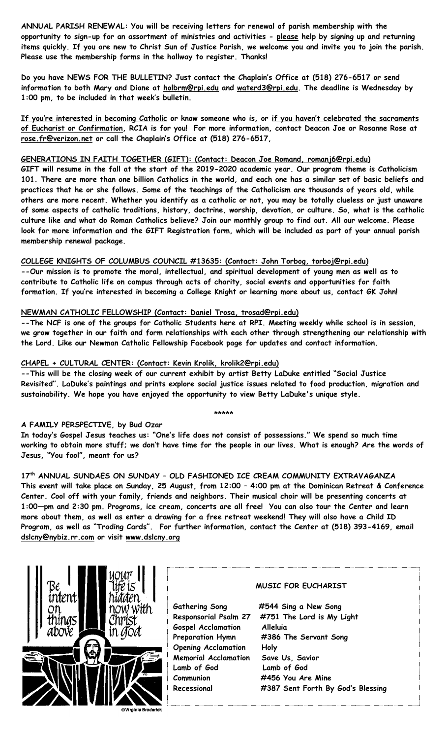**ANNUAL PARISH RENEWAL: You will be receiving letters for renewal of parish membership with the opportunity to sign-up for an assortment of ministries and activities - please help by signing up and returning items quickly. If you are new to Christ Sun of Justice Parish, we welcome you and invite you to join the parish. Please use the membership forms in the hallway to register. Thanks!**

**Do you have NEWS FOR THE BULLETIN? Just contact the Chaplain's Office at (518) 276-6517 or send information to both Mary and Diane at holbrm@rpi.edu and waterd3@rpi.edu. The deadline is Wednesday by 1:00 pm, to be included in that week's bulletin.**

**If you're interested in becoming Catholic or know someone who is, or if you haven't celebrated the sacraments of Eucharist or Confirmation, RCIA is for you! For more information, contact Deacon Joe or Rosanne Rose at rose.fr@verizon.net or call the Chaplain's Office at (518) 276-6517,**

**GENERATIONS IN FAITH TOGETHER (GIFT): (Contact: Deacon Joe Romand, romanj6@rpi.edu)**

**GIFT will resume in the fall at the start of the 2019-2020 academic year. Our program theme is Catholicism 101. There are more than one billion Catholics in the world, and each one has a similar set of basic beliefs and practices that he or she follows. Some of the teachings of the Catholicism are thousands of years old, while others are more recent. Whether you identify as a catholic or not, you may be totally clueless or just unaware of some aspects of catholic traditions, history, doctrine, worship, devotion, or culture. So, what is the catholic culture like and what do Roman Catholics believe? Join our monthly group to find out. All our welcome. Please look for more information and the GIFT Registration form, which will be included as part of your annual parish membership renewal package.**

**COLLEGE KNIGHTS OF COLUMBUS COUNCIL #13635: (Contact: John Torbog, torboj@rpi.edu)**

**--Our mission is to promote the moral, intellectual, and spiritual development of young men as well as to contribute to Catholic life on campus through acts of charity, social events and opportunities for faith formation. If you're interested in becoming a College Knight or learning more about us, contact GK John!**

**NEWMAN CATHOLIC FELLOWSHIP (Contact: Daniel Trosa, trosad@rpi.edu)**

**--The NCF is one of the groups for Catholic Students here at RPI. Meeting weekly while school is in session, we grow together in our faith and form relationships with each other through strengthening our relationship with the Lord. Like our Newman Catholic Fellowship Facebook page for updates and contact information.**

**CHAPEL + CULTURAL CENTER: (Contact: Kevin Krolik, krolik2@rpi.edu)**

**--This will be the closing week of our current exhibit by artist Betty LaDuke entitled "Social Justice Revisited". LaDuke's paintings and prints explore social justice issues related to food production, migration and sustainability. We hope you have enjoyed the opportunity to view Betty LaDuke's unique style.**

*****

**A FAMILY PERSPECTIVE, by Bud Ozar**

**In today's Gospel Jesus teaches us: "One's life does not consist of possessions." We spend so much time working to obtain more stuff; we don't have time for the people in our lives. What is enough? Are the words of Jesus, "You fool", meant for us?**

**17th ANNUAL SUNDAES ON SUNDAY – OLD FASHIONED ICE CREAM COMMUNITY EXTRAVAGANZA**

**This event will take place on Sunday, 25 August, from 12:00 – 4:00 pm at the Dominican Retreat & Conference Center. Cool off with your family, friends and neighbors. Their musical choir will be presenting concerts at 1:00—pm and 2:30 pm. Programs, ice cream, concerts are all free! You can also tour the Center and learn more about them, as well as enter a drawing for a free retreat weekend! They will also have a Child ID Program, as well as "Trading Cards". For further information, contact the Center at (518) 393-4169, email dslcny@nybiz.rr.com or visit www.dslcny.org**

Be intent on things above

your life is hidden now with Christ in God

©Virginia Broderick

**MUSIC FOR EUCHARIST**

| | |
|---|---|
| **Gathering Song** | **#544 Sing a New Song** |
| **Responsorial Psalm 27** | **#751 The Lord is My Light** |
| **Gospel Acclamation** | **Alleluia** |
| **Preparation Hymn** | **#386 The Servant Song** |
| **Opening Acclamation** | **Holy** |
| **Memorial Acclamation** | **Save Us, Savior** |
| **Lamb of God** | **Lamb of God** |
| **Communion** | **#456 You Are Mine** |
| **Recessional** | **#387 Sent Forth By God's Blessing** |